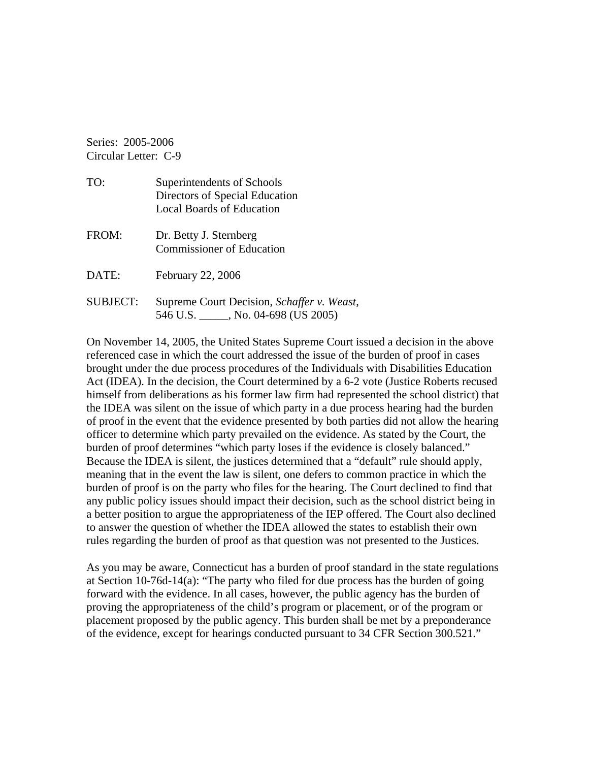Series: 2005-2006
Circular Letter: C-9

| | |
|---|---|
| TO: | Superintendents of Schools<br>Directors of Special Education<br>Local Boards of Education |
| FROM: | Dr. Betty J. Sternberg<br>Commissioner of Education |
| DATE: | February 22, 2006 |
| SUBJECT: | Supreme Court Decision, *Schaffer v. Weast*,<br>546 U.S. _____, No. 04-698 (US 2005) |

On November 14, 2005, the United States Supreme Court issued a decision in the above referenced case in which the court addressed the issue of the burden of proof in cases brought under the due process procedures of the Individuals with Disabilities Education Act (IDEA). In the decision, the Court determined by a 6-2 vote (Justice Roberts recused himself from deliberations as his former law firm had represented the school district) that the IDEA was silent on the issue of which party in a due process hearing had the burden of proof in the event that the evidence presented by both parties did not allow the hearing officer to determine which party prevailed on the evidence. As stated by the Court, the burden of proof determines "which party loses if the evidence is closely balanced." Because the IDEA is silent, the justices determined that a "default" rule should apply, meaning that in the event the law is silent, one defers to common practice in which the burden of proof is on the party who files for the hearing. The Court declined to find that any public policy issues should impact their decision, such as the school district being in a better position to argue the appropriateness of the IEP offered. The Court also declined to answer the question of whether the IDEA allowed the states to establish their own rules regarding the burden of proof as that question was not presented to the Justices.

As you may be aware, Connecticut has a burden of proof standard in the state regulations at Section 10-76d-14(a): "The party who filed for due process has the burden of going forward with the evidence. In all cases, however, the public agency has the burden of proving the appropriateness of the child's program or placement, or of the program or placement proposed by the public agency. This burden shall be met by a preponderance of the evidence, except for hearings conducted pursuant to 34 CFR Section 300.521."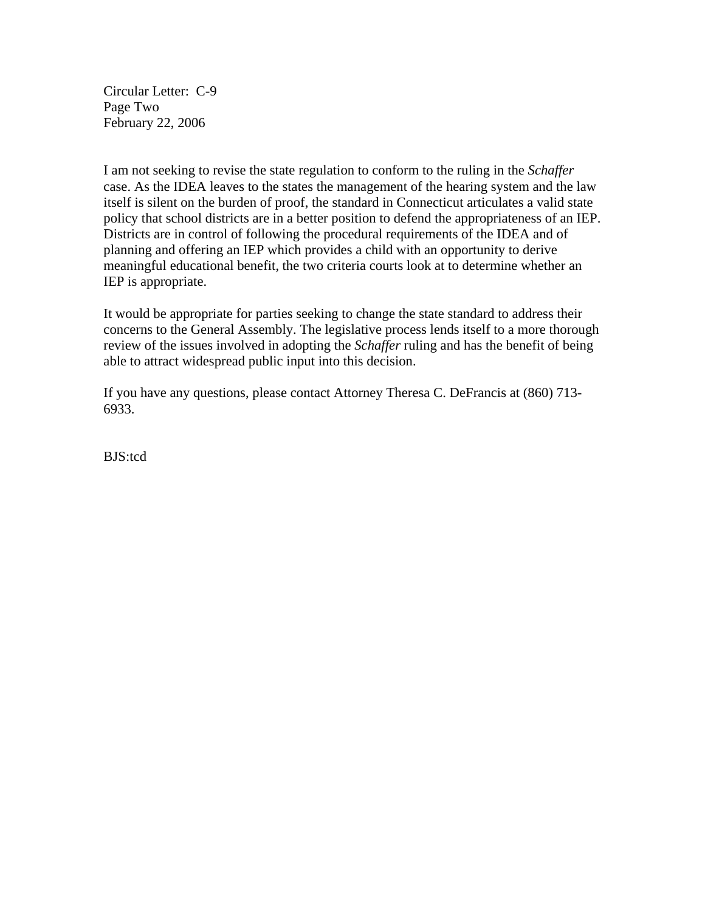I am not seeking to revise the state regulation to conform to the ruling in the *Schaffer* case. As the IDEA leaves to the states the management of the hearing system and the law itself is silent on the burden of proof, the standard in Connecticut articulates a valid state policy that school districts are in a better position to defend the appropriateness of an IEP. Districts are in control of following the procedural requirements of the IDEA and of planning and offering an IEP which provides a child with an opportunity to derive meaningful educational benefit, the two criteria courts look at to determine whether an IEP is appropriate.

It would be appropriate for parties seeking to change the state standard to address their concerns to the General Assembly. The legislative process lends itself to a more thorough review of the issues involved in adopting the *Schaffer* ruling and has the benefit of being able to attract widespread public input into this decision.

If you have any questions, please contact Attorney Theresa C. DeFrancis at (860) 713-6933.

BJS:tcd